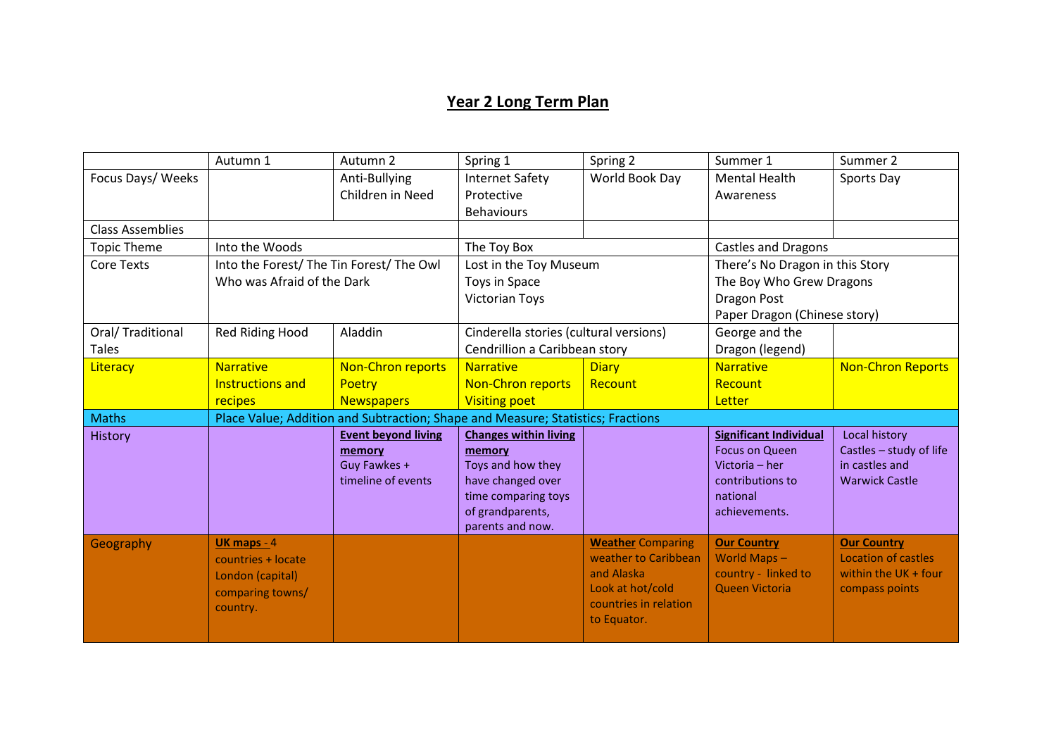# Year 2 Long Term Plan

| | Autumn 1 | Autumn 2 | Spring 1 | Spring 2 | Summer 1 | Summer 2 |
|---|---|---|---|---|---|---|
| Focus Days/ Weeks | | Anti-Bullying<br>Children in Need | Internet Safety<br>Protective Behaviours | World Book Day | Mental Health Awareness | Sports Day |
| Class Assemblies | | | | | | |
| Topic Theme | Into the Woods | | The Toy Box | | Castles and Dragons | |
| Core Texts | Into the Forest/ The Tin Forest/ The Owl Who was Afraid of the Dark | | Lost in the Toy Museum<br>Toys in Space<br>Victorian Toys | | There's No Dragon in this Story<br>The Boy Who Grew Dragons<br>Dragon Post<br>Paper Dragon (Chinese story) | |
| Oral/ Traditional Tales | Red Riding Hood | Aladdin | Cinderella stories (cultural versions)<br>Cendrillion a Caribbean story | | George and the Dragon (legend) | |
| Literacy | Narrative<br>Instructions and recipes | Non-Chron reports<br>Poetry<br>Newspapers | Narrative<br>Non-Chron reports<br>Visiting poet | Diary<br>Recount | Narrative<br>Recount<br>Letter | Non-Chron Reports |
| Maths | Place Value; Addition and Subtraction; Shape and Measure; Statistics; Fractions | | | | | |
| History | | **Event beyond living memory**<br>Guy Fawkes + timeline of events | **Changes within living memory**<br>Toys and how they have changed over time comparing toys of grandparents, parents and now. | | **Significant Individual**<br>Focus on Queen Victoria – her contributions to national achievements. | Local history<br>Castles – study of life in castles and Warwick Castle |
| Geography | **UK maps** - 4 countries + locate London (capital) comparing towns/ country. | | | **Weather** Comparing weather to Caribbean and Alaska<br>Look at hot/cold countries in relation to Equator. | **Our Country**<br>World Maps – country - linked to Queen Victoria | **Our Country**<br>Location of castles within the UK + four compass points |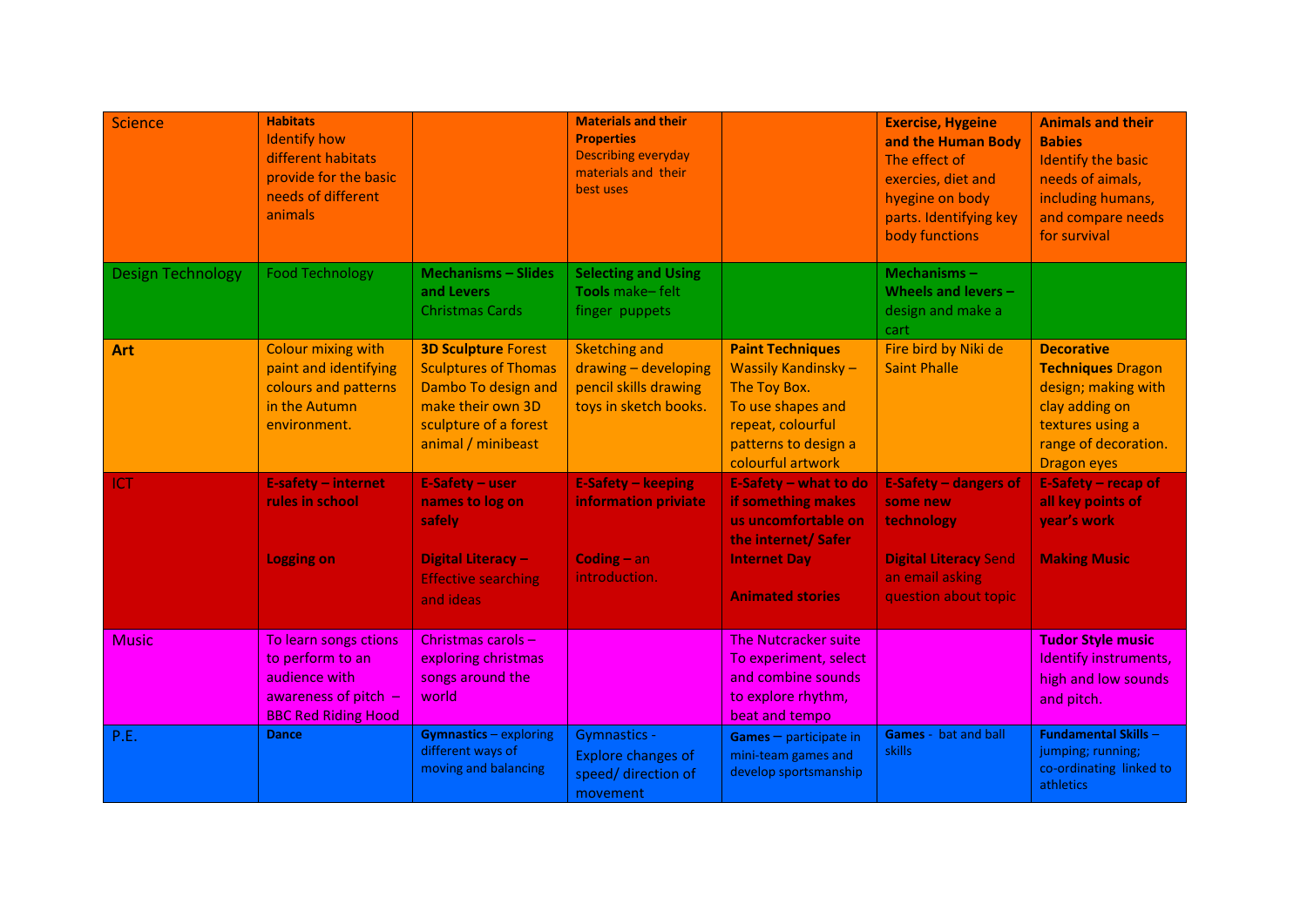| Science | **Habitats** Identify how different habitats provide for the basic needs of different animals | | **Materials and their Properties** Describing everyday materials and their best uses | | **Exercise, Hygeine and the Human Body** The effect of exercies, diet and hygeine on body parts. Identifying key body functions | **Animals and their Babies** Identify the basic needs of aimals, including humans, and compare needs for survival |
|---|---|---|---|---|---|---|
| Design Technology | Food Technology | **Mechanisms – Slides and Levers** Christmas Cards | **Selecting and Using Tools** make– felt finger puppets | | **Mechanisms – Wheels and levers –** design and make a cart | |
| **Art** | Colour mixing with paint and identifying colours and patterns in the Autumn environment. | **3D Sculpture** Forest Sculptures of Thomas Dambo To design and make their own 3D sculpture of a forest animal / minibeast | Sketching and drawing – developing pencil skills drawing toys in sketch books. | **Paint Techniques** Wassily Kandinsky – The Toy Box. To use shapes and repeat, colourful patterns to design a colourful artwork | Fire bird by Niki de Saint Phalle | **Decorative Techniques** Dragon design; making with clay adding on textures using a range of decoration. Dragon eyes |
| ICT | **E-safety – internet rules in school** **Logging on** | **E-Safety – user names to log on safely** **Digital Literacy –** Effective searching and ideas | **E-Safety – keeping information private** **Coding –** an introduction. | **E-Safety – what to do if something makes us uncomfortable on the internet/ Safer Internet Day** **Animated stories** | **E-Safety – dangers of some new technology** **Digital Literacy** Send an email asking question about topic | **E-Safety – recap of all key points of year's work** **Making Music** |
| Music | To learn songs ctions to perform to an audience with awareness of pitch – BBC Red Riding Hood | Christmas carols – exploring christmas songs around the world | | The Nutcracker suite To experiment, select and combine sounds to explore rhythm, beat and tempo | | **Tudor Style music** Identify instruments, high and low sounds and pitch. |
| P.E. | **Dance** | **Gymnastics** – exploring different ways of moving and balancing | Gymnastics - Explore changes of speed/ direction of movement | **Games** – participate in mini-team games and develop sportsmanship | **Games** - bat and ball skills | **Fundamental Skills** – jumping; running; co-ordinating linked to athletics |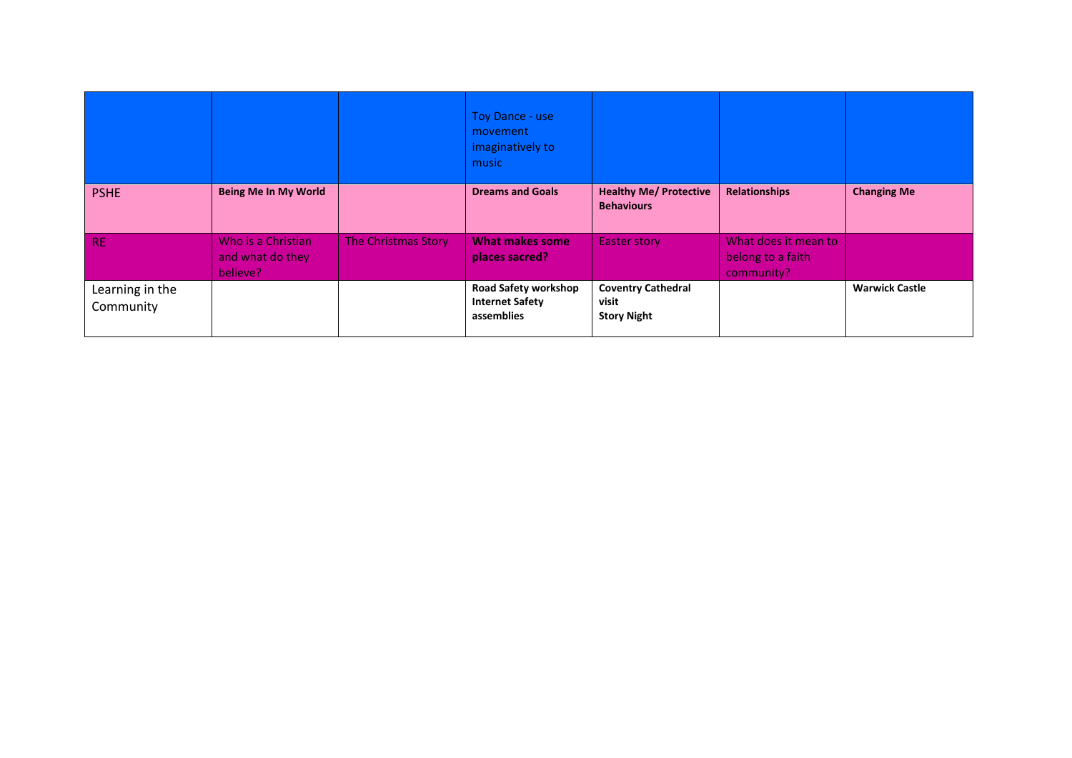| | | | | | | |
|---|---|---|---|---|---|---|
| | | | Toy Dance - use movement imaginatively to music | | | |
| PSHE | **Being Me In My World** | | **Dreams and Goals** | **Healthy Me/ Protective Behaviours** | **Relationships** | **Changing Me** |
| RE | Who is a Christian and what do they believe? | The Christmas Story | **What makes some places sacred?** | Easter story | What does it mean to belong to a faith community? | |
| Learning in the Community | | | **Road Safety workshop**<br>**Internet Safety assemblies** | **Coventry Cathedral visit**<br>**Story Night** | | **Warwick Castle** |